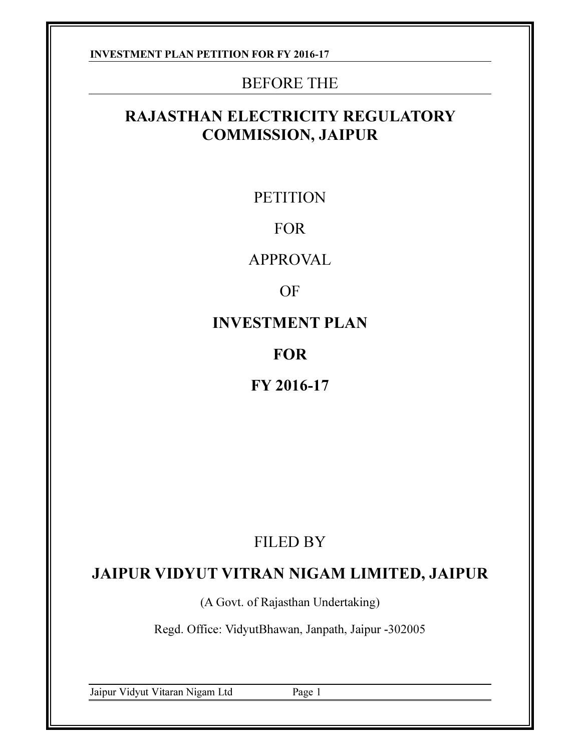BEFORE THE

# RAJASTHAN ELECTRICITY REGULATORY COMMISSION, JAIPUR

PETITION

FOR

APPROVAL

OF

**INVESTMENT PLAN**

**FOR**

**FY 2016-17**

FILED BY

## JAIPUR VIDYUT VITRAN NIGAM LIMITED, JAIPUR

(A Govt. of Rajasthan Undertaking)

Regd. Office: VidyutBhawan, Janpath, Jaipur -302005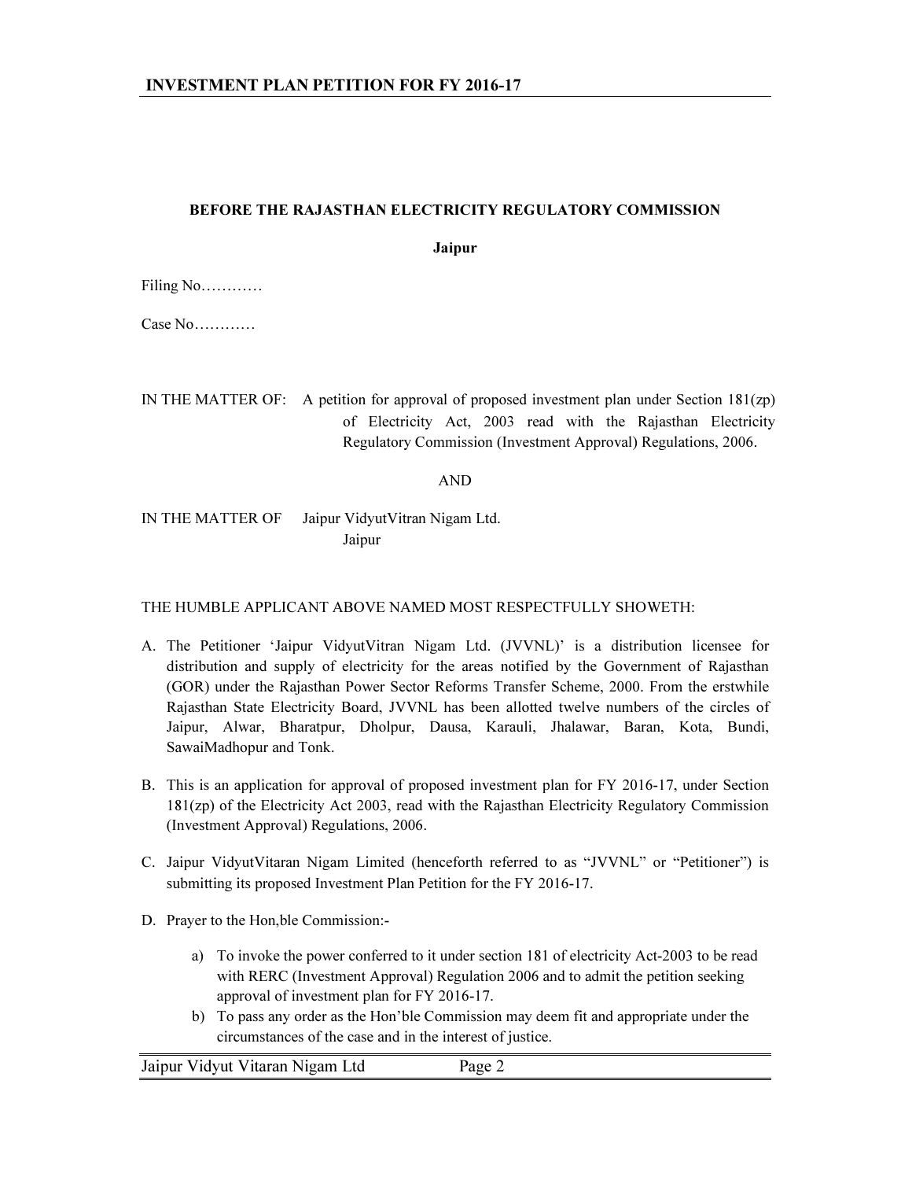**BEFORE THE RAJASTHAN ELECTRICITY REGULATORY COMMISSION**

**Jaipur**

Filing No…………

Case No…………

IN THE MATTER OF: A petition for approval of proposed investment plan under Section 181(zp) of Electricity Act, 2003 read with the Rajasthan Electricity Regulatory Commission (Investment Approval) Regulations, 2006.

AND

IN THE MATTER OF Jaipur VidyutVitran Nigam Ltd.
Jaipur

THE HUMBLE APPLICANT ABOVE NAMED MOST RESPECTFULLY SHOWETH:

A. The Petitioner 'Jaipur VidyutVitran Nigam Ltd. (JVVNL)' is a distribution licensee for distribution and supply of electricity for the areas notified by the Government of Rajasthan (GOR) under the Rajasthan Power Sector Reforms Transfer Scheme, 2000. From the erstwhile Rajasthan State Electricity Board, JVVNL has been allotted twelve numbers of the circles of Jaipur, Alwar, Bharatpur, Dholpur, Dausa, Karauli, Jhalawar, Baran, Kota, Bundi, SawaiMadhopur and Tonk.

B. This is an application for approval of proposed investment plan for FY 2016-17, under Section 181(zp) of the Electricity Act 2003, read with the Rajasthan Electricity Regulatory Commission (Investment Approval) Regulations, 2006.

C. Jaipur VidyutVitaran Nigam Limited (henceforth referred to as "JVVNL" or "Petitioner") is submitting its proposed Investment Plan Petition for the FY 2016-17.

D. Prayer to the Hon,ble Commission:-

   a) To invoke the power conferred to it under section 181 of electricity Act-2003 to be read with RERC (Investment Approval) Regulation 2006 and to admit the petition seeking approval of investment plan for FY 2016-17.
   b) To pass any order as the Hon'ble Commission may deem fit and appropriate under the circumstances of the case and in the interest of justice.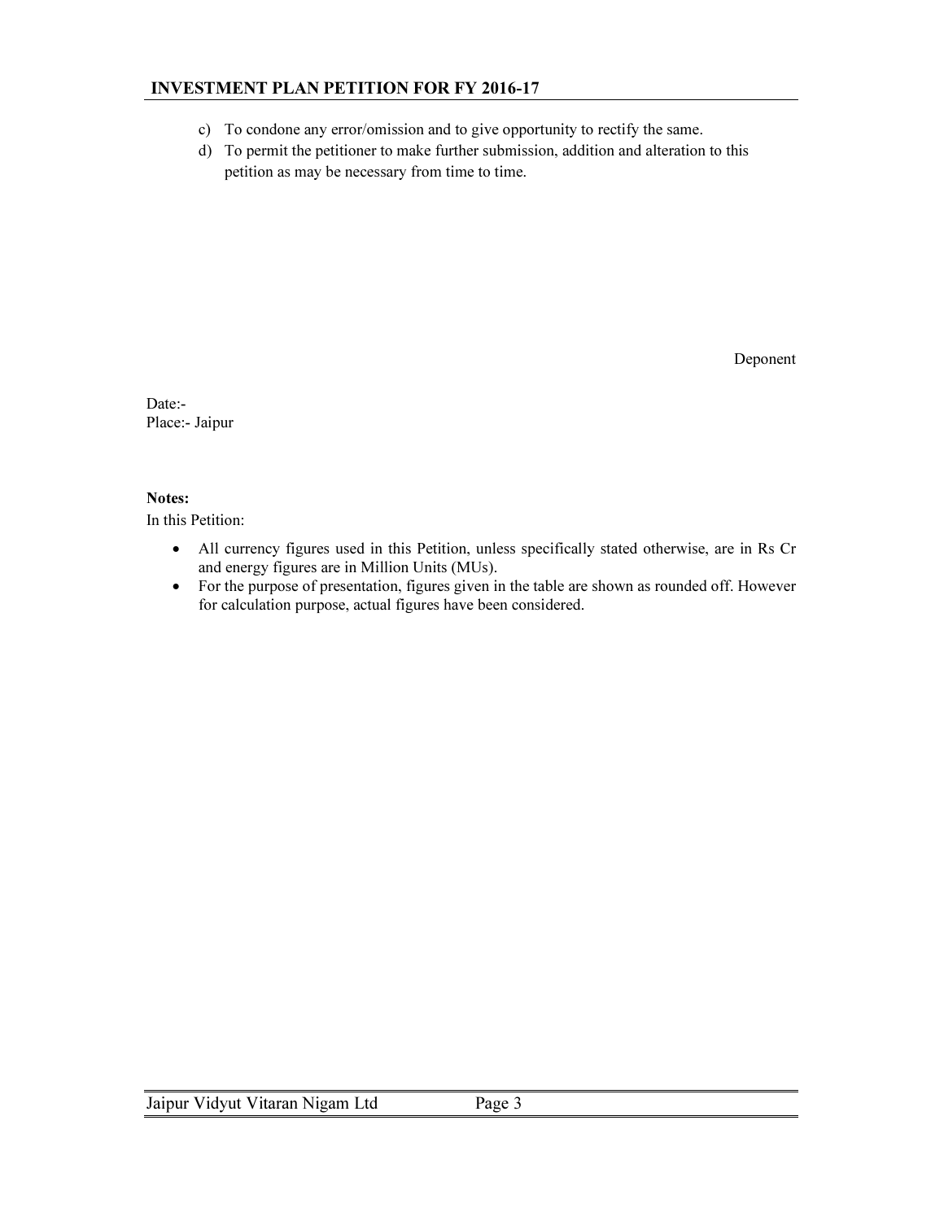c) To condone any error/omission and to give opportunity to rectify the same.

d) To permit the petitioner to make further submission, addition and alteration to this petition as may be necessary from time to time.

Deponent

Date:-
Place:- Jaipur

**Notes:**

In this Petition:

- All currency figures used in this Petition, unless specifically stated otherwise, are in Rs Cr and energy figures are in Million Units (MUs).
- For the purpose of presentation, figures given in the table are shown as rounded off. However for calculation purpose, actual figures have been considered.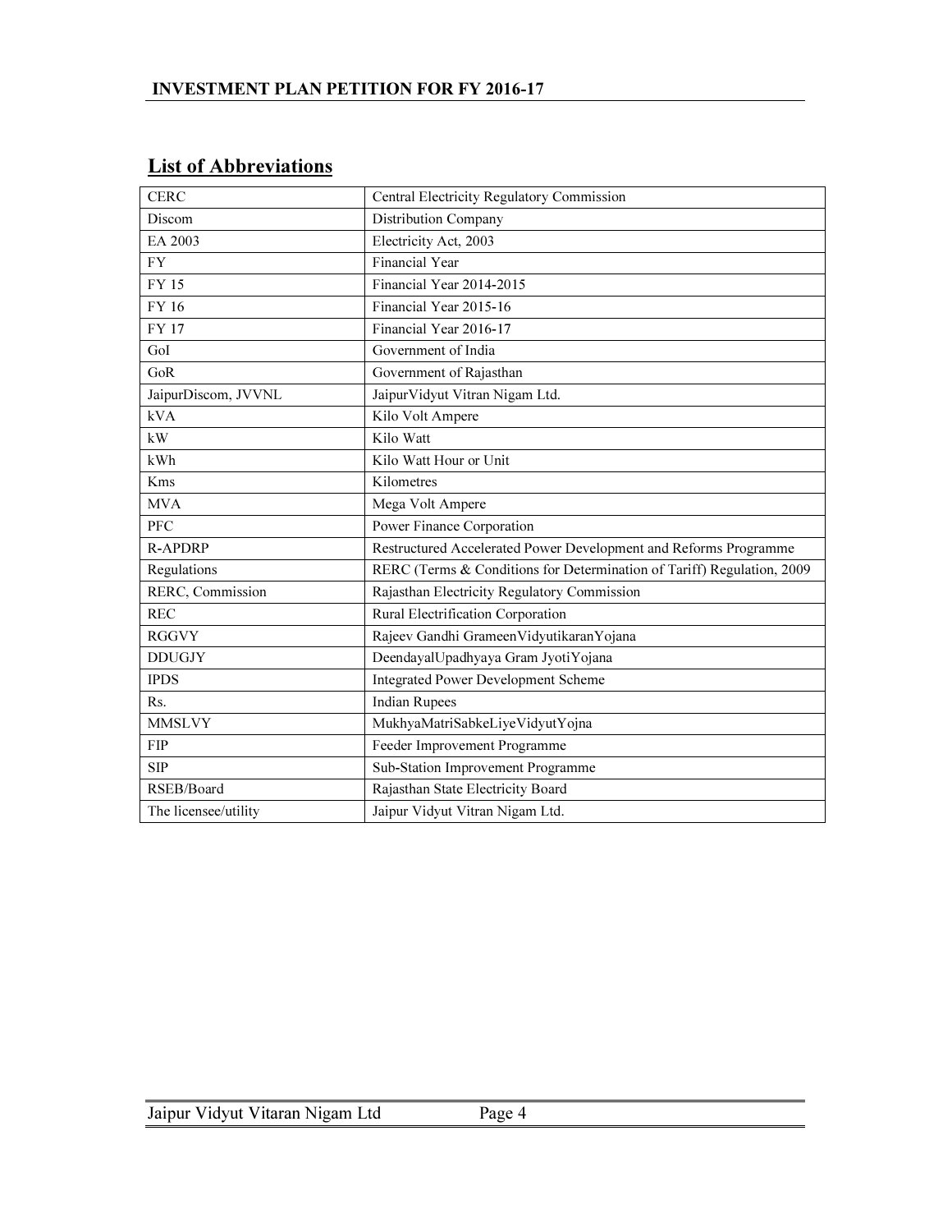## List of Abbreviations

| | |
|---|---|
| CERC | Central Electricity Regulatory Commission |
| Discom | Distribution Company |
| EA 2003 | Electricity Act, 2003 |
| FY | Financial Year |
| FY 15 | Financial Year 2014-2015 |
| FY 16 | Financial Year 2015-16 |
| FY 17 | Financial Year 2016-17 |
| GoI | Government of India |
| GoR | Government of Rajasthan |
| JaipurDiscom, JVVNL | JaipurVidyut Vitran Nigam Ltd. |
| kVA | Kilo Volt Ampere |
| kW | Kilo Watt |
| kWh | Kilo Watt Hour or Unit |
| Kms | Kilometres |
| MVA | Mega Volt Ampere |
| PFC | Power Finance Corporation |
| R-APDRP | Restructured Accelerated Power Development and Reforms Programme |
| Regulations | RERC (Terms & Conditions for Determination of Tariff) Regulation, 2009 |
| RERC, Commission | Rajasthan Electricity Regulatory Commission |
| REC | Rural Electrification Corporation |
| RGGVY | Rajeev Gandhi GrameenVidyutikaranYojana |
| DDUGJY | DeendayalUpadhyaya Gram JyotiYojana |
| IPDS | Integrated Power Development Scheme |
| Rs. | Indian Rupees |
| MMSLVY | MukhyaMatriSabkeLiyeVidyutYojna |
| FIP | Feeder Improvement Programme |
| SIP | Sub-Station Improvement Programme |
| RSEB/Board | Rajasthan State Electricity Board |
| The licensee/utility | Jaipur Vidyut Vitran Nigam Ltd. |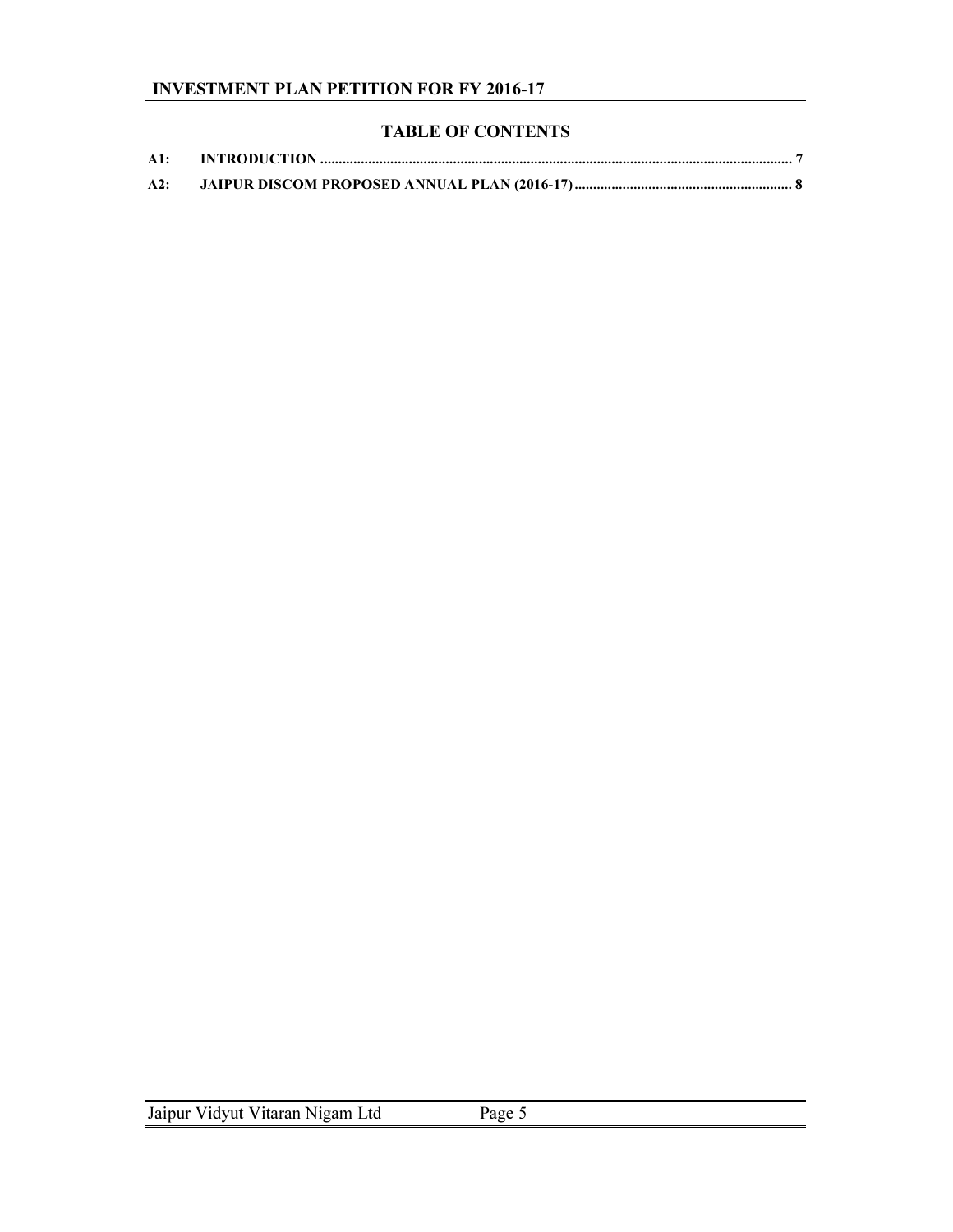## TABLE OF CONTENTS

**A1: INTRODUCTION ............................................................................................................................ 7**

**A2: JAIPUR DISCOM PROPOSED ANNUAL PLAN (2016-17)........................................................... 8**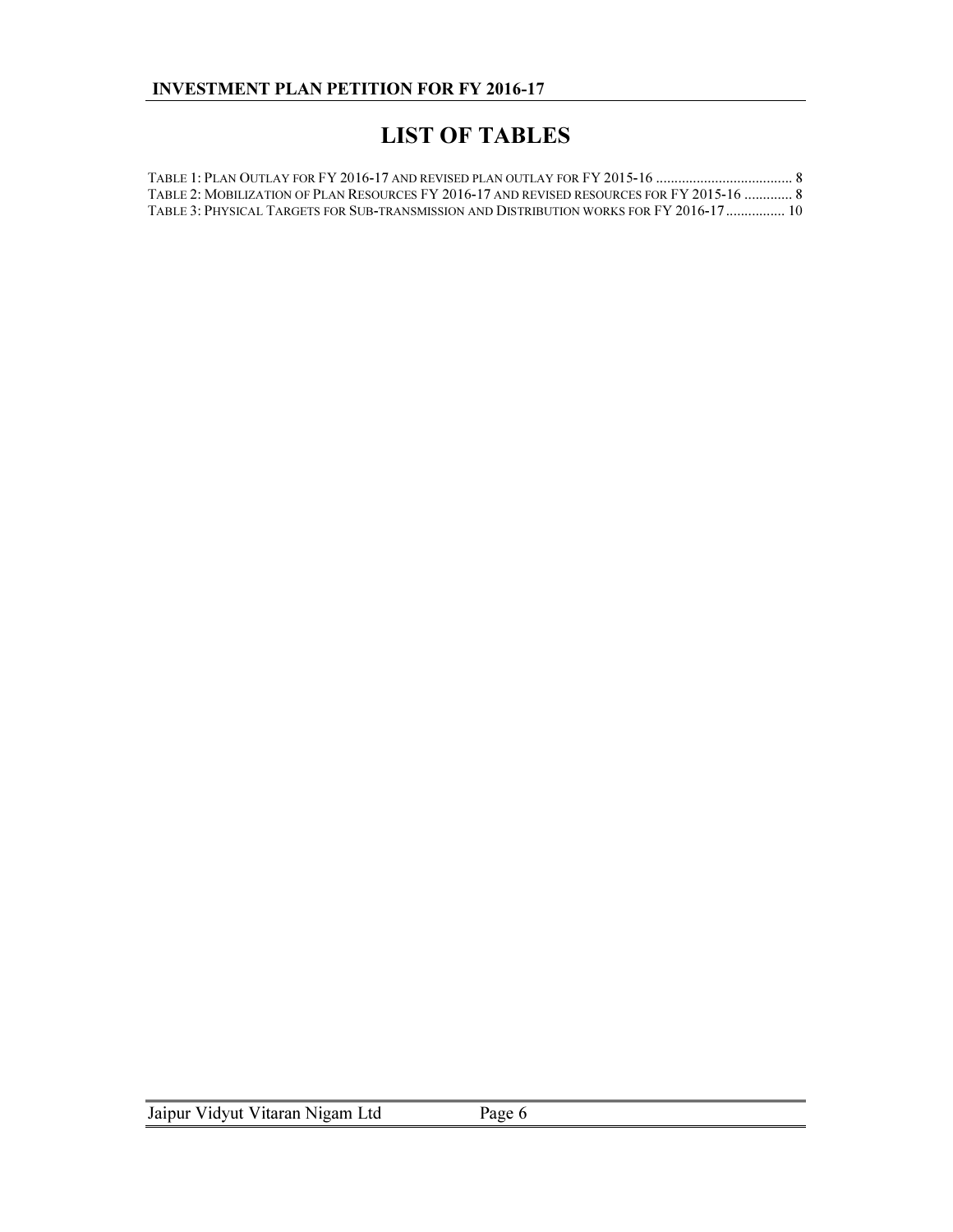# LIST OF TABLES

TABLE 1: PLAN OUTLAY FOR FY 2016-17 AND REVISED PLAN OUTLAY FOR FY 2015-16 .................................... 8
TABLE 2: MOBILIZATION OF PLAN RESOURCES FY 2016-17 AND REVISED RESOURCES FOR FY 2015-16 ............. 8
TABLE 3: PHYSICAL TARGETS FOR SUB-TRANSMISSION AND DISTRIBUTION WORKS FOR FY 2016-17 ................ 10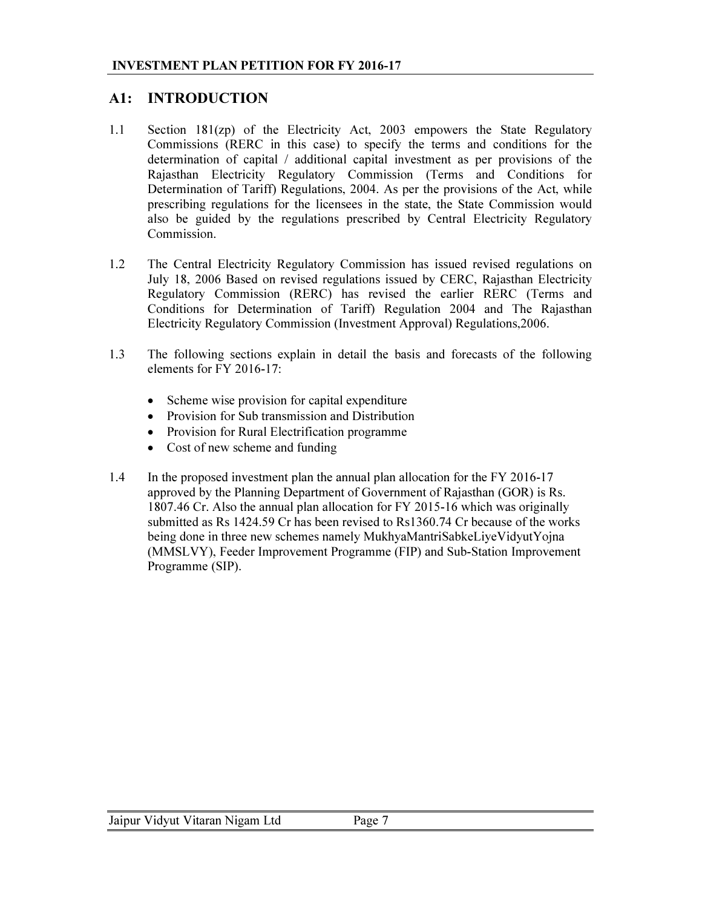## A1: INTRODUCTION

1.1 Section 181(zp) of the Electricity Act, 2003 empowers the State Regulatory Commissions (RERC in this case) to specify the terms and conditions for the determination of capital / additional capital investment as per provisions of the Rajasthan Electricity Regulatory Commission (Terms and Conditions for Determination of Tariff) Regulations, 2004. As per the provisions of the Act, while prescribing regulations for the licensees in the state, the State Commission would also be guided by the regulations prescribed by Central Electricity Regulatory Commission.

1.2 The Central Electricity Regulatory Commission has issued revised regulations on July 18, 2006 Based on revised regulations issued by CERC, Rajasthan Electricity Regulatory Commission (RERC) has revised the earlier RERC (Terms and Conditions for Determination of Tariff) Regulation 2004 and The Rajasthan Electricity Regulatory Commission (Investment Approval) Regulations,2006.

1.3 The following sections explain in detail the basis and forecasts of the following elements for FY 2016-17:

- Scheme wise provision for capital expenditure
- Provision for Sub transmission and Distribution
- Provision for Rural Electrification programme
- Cost of new scheme and funding

1.4 In the proposed investment plan the annual plan allocation for the FY 2016-17 approved by the Planning Department of Government of Rajasthan (GOR) is Rs. 1807.46 Cr. Also the annual plan allocation for FY 2015-16 which was originally submitted as Rs 1424.59 Cr has been revised to Rs1360.74 Cr because of the works being done in three new schemes namely MukhyaMantriSabkeLiyeVidyutYojna (MMSLVY), Feeder Improvement Programme (FIP) and Sub-Station Improvement Programme (SIP).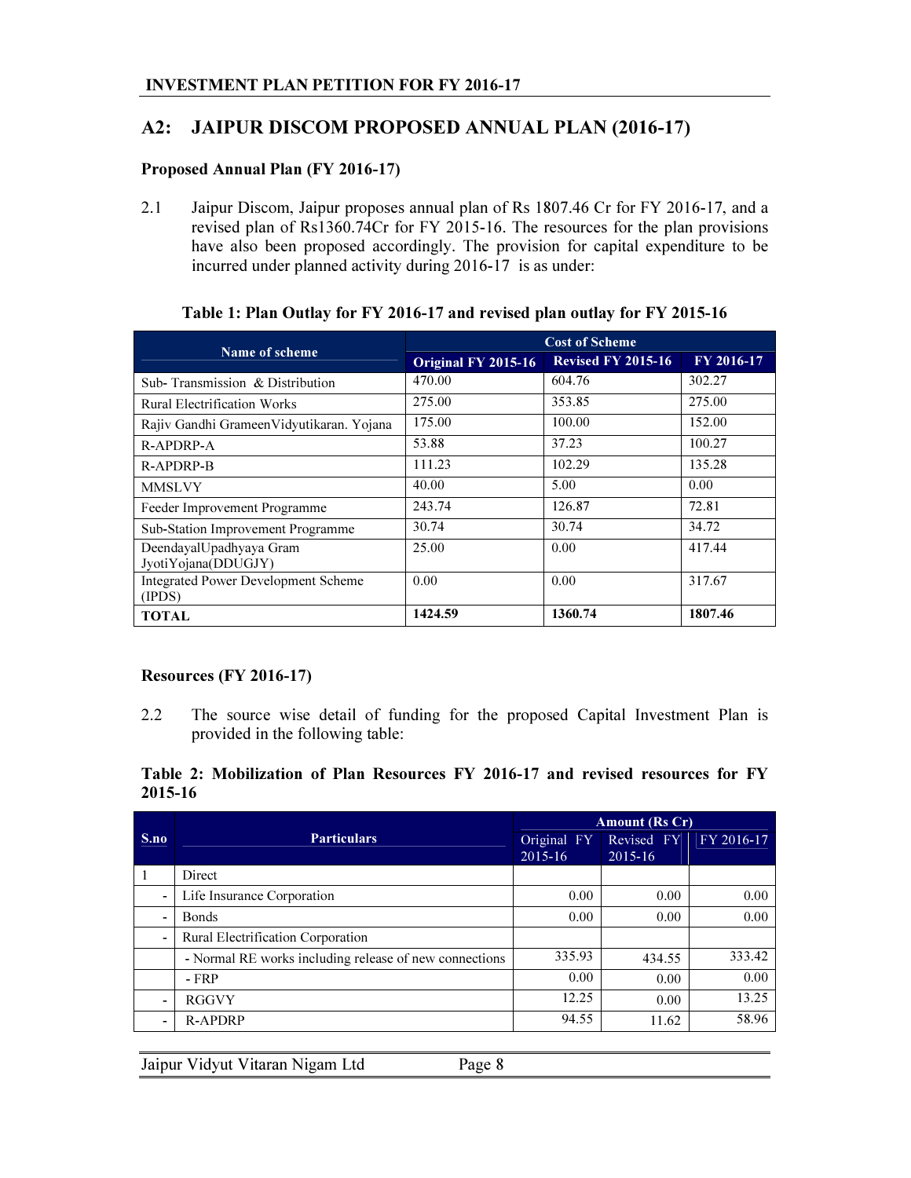# A2: JAIPUR DISCOM PROPOSED ANNUAL PLAN (2016-17)

### Proposed Annual Plan (FY 2016-17)

2.1 Jaipur Discom, Jaipur proposes annual plan of Rs 1807.46 Cr for FY 2016-17, and a revised plan of Rs1360.74Cr for FY 2015-16. The resources for the plan provisions have also been proposed accordingly. The provision for capital expenditure to be incurred under planned activity during 2016-17 is as under:

**Table 1: Plan Outlay for FY 2016-17 and revised plan outlay for FY 2015-16**

| Name of scheme | Cost of Scheme | | |
|---|---|---|---|
| | Original FY 2015-16 | Revised FY 2015-16 | FY 2016-17 |
| Sub- Transmission & Distribution | 470.00 | 604.76 | 302.27 |
| Rural Electrification Works | 275.00 | 353.85 | 275.00 |
| Rajiv Gandhi GrameenVidyutikaran. Yojana | 175.00 | 100.00 | 152.00 |
| R-APDRP-A | 53.88 | 37.23 | 100.27 |
| R-APDRP-B | 111.23 | 102.29 | 135.28 |
| MMSLVY | 40.00 | 5.00 | 0.00 |
| Feeder Improvement Programme | 243.74 | 126.87 | 72.81 |
| Sub-Station Improvement Programme | 30.74 | 30.74 | 34.72 |
| DeendayalUpadhyaya Gram JyotiYojana(DDUGJY) | 25.00 | 0.00 | 417.44 |
| Integrated Power Development Scheme (IPDS) | 0.00 | 0.00 | 317.67 |
| **TOTAL** | **1424.59** | **1360.74** | **1807.46** |

### Resources (FY 2016-17)

2.2 The source wise detail of funding for the proposed Capital Investment Plan is provided in the following table:

**Table 2: Mobilization of Plan Resources FY 2016-17 and revised resources for FY 2015-16**

| S.no | Particulars | Amount (Rs Cr) | | |
|---|---|---|---|---|
| | | Original FY 2015-16 | Revised FY 2015-16 | FY 2016-17 |
| 1 | Direct | | | |
| - | Life Insurance Corporation | 0.00 | 0.00 | 0.00 |
| - | Bonds | 0.00 | 0.00 | 0.00 |
| - | Rural Electrification Corporation | | | |
| | - Normal RE works including release of new connections | 335.93 | 434.55 | 333.42 |
| | - FRP | 0.00 | 0.00 | 0.00 |
| - | RGGVY | 12.25 | 0.00 | 13.25 |
| - | R-APDRP | 94.55 | 11.62 | 58.96 |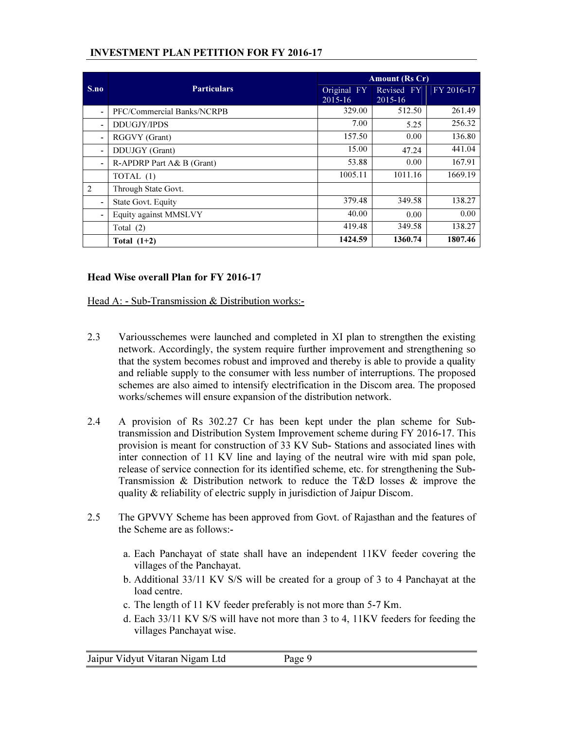| S.no | Particulars | Amount (Rs Cr) | | |
|---|---|---|---|---|
| | | Original FY 2015-16 | Revised FY 2015-16 | FY 2016-17 |
| - | PFC/Commercial Banks/NCRPB | 329.00 | 512.50 | 261.49 |
| - | DDUGJY/IPDS | 7.00 | 5.25 | 256.32 |
| - | RGGVY (Grant) | 157.50 | 0.00 | 136.80 |
| - | DDUJGY (Grant) | 15.00 | 47.24 | 441.04 |
| - | R-APDRP Part A& B (Grant) | 53.88 | 0.00 | 167.91 |
| | TOTAL (1) | 1005.11 | 1011.16 | 1669.19 |
| 2 | Through State Govt. | | | |
| - | State Govt. Equity | 379.48 | 349.58 | 138.27 |
| - | Equity against MMSLVY | 40.00 | 0.00 | 0.00 |
| | Total (2) | 419.48 | 349.58 | 138.27 |
| | **Total (1+2)** | **1424.59** | **1360.74** | **1807.46** |

### Head Wise overall Plan for FY 2016-17

Head A: - Sub-Transmission & Distribution works:-

2.3 Variousschemes were launched and completed in XI plan to strengthen the existing network. Accordingly, the system require further improvement and strengthening so that the system becomes robust and improved and thereby is able to provide a quality and reliable supply to the consumer with less number of interruptions. The proposed schemes are also aimed to intensify electrification in the Discom area. The proposed works/schemes will ensure expansion of the distribution network.

2.4 A provision of Rs 302.27 Cr has been kept under the plan scheme for Sub-transmission and Distribution System Improvement scheme during FY 2016-17. This provision is meant for construction of 33 KV Sub- Stations and associated lines with inter connection of 11 KV line and laying of the neutral wire with mid span pole, release of service connection for its identified scheme, etc. for strengthening the Sub-Transmission & Distribution network to reduce the T&D losses & improve the quality & reliability of electric supply in jurisdiction of Jaipur Discom.

2.5 The GPVVY Scheme has been approved from Govt. of Rajasthan and the features of the Scheme are as follows:-

a. Each Panchayat of state shall have an independent 11KV feeder covering the villages of the Panchayat.
b. Additional 33/11 KV S/S will be created for a group of 3 to 4 Panchayat at the load centre.
c. The length of 11 KV feeder preferably is not more than 5-7 Km.
d. Each 33/11 KV S/S will have not more than 3 to 4, 11KV feeders for feeding the villages Panchayat wise.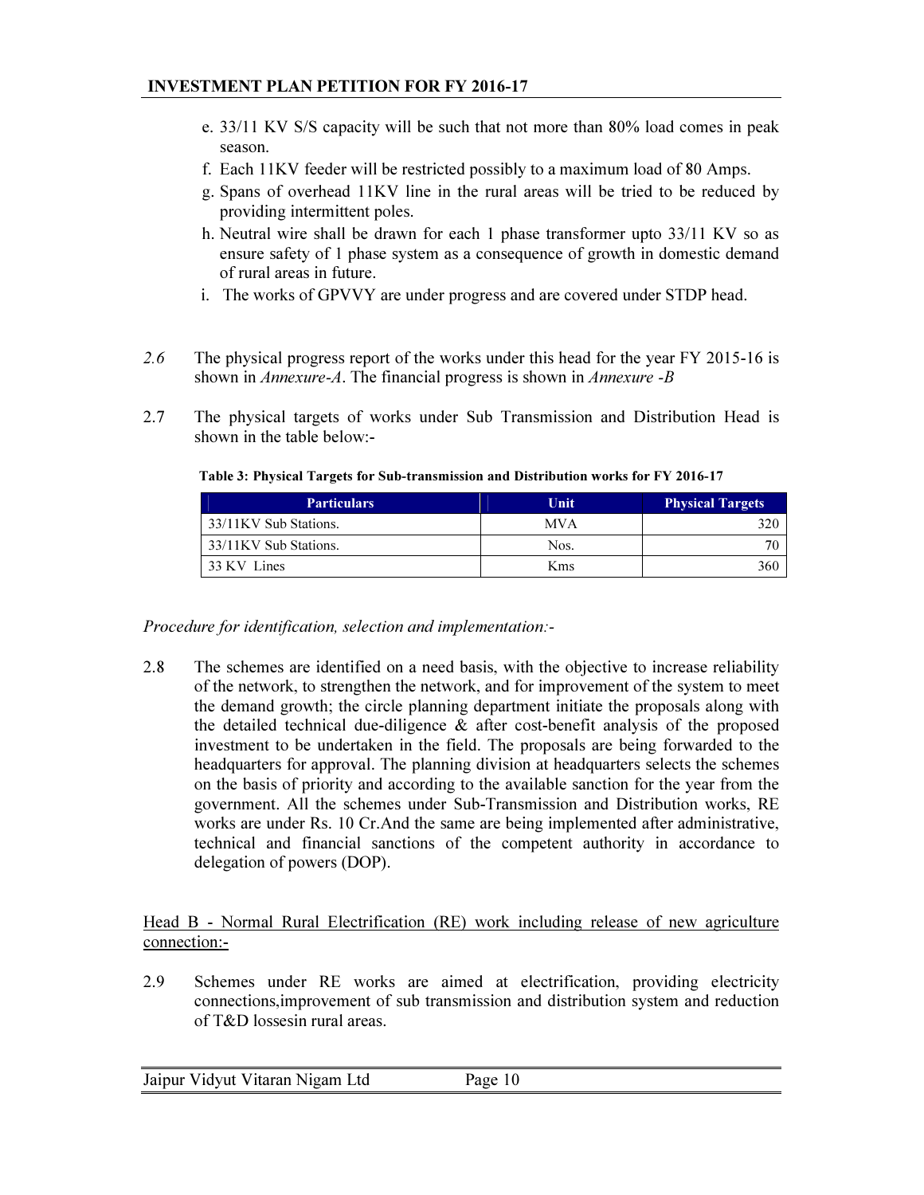e. 33/11 KV S/S capacity will be such that not more than 80% load comes in peak season.

f. Each 11KV feeder will be restricted possibly to a maximum load of 80 Amps.

g. Spans of overhead 11KV line in the rural areas will be tried to be reduced by providing intermittent poles.

h. Neutral wire shall be drawn for each 1 phase transformer upto 33/11 KV so as ensure safety of 1 phase system as a consequence of growth in domestic demand of rural areas in future.

i. The works of GPVVY are under progress and are covered under STDP head.

*2.6* The physical progress report of the works under this head for the year FY 2015-16 is shown in *Annexure-A*. The financial progress is shown in *Annexure -B*

2.7 The physical targets of works under Sub Transmission and Distribution Head is shown in the table below:-

**Table 3: Physical Targets for Sub-transmission and Distribution works for FY 2016-17**

| Particulars | Unit | Physical Targets |
|---|---|---|
| 33/11KV Sub Stations. | MVA | 320 |
| 33/11KV Sub Stations. | Nos. | 70 |
| 33 KV Lines | Kms | 360 |

*Procedure for identification, selection and implementation:-*

2.8 The schemes are identified on a need basis, with the objective to increase reliability of the network, to strengthen the network, and for improvement of the system to meet the demand growth; the circle planning department initiate the proposals along with the detailed technical due-diligence & after cost-benefit analysis of the proposed investment to be undertaken in the field. The proposals are being forwarded to the headquarters for approval. The planning division at headquarters selects the schemes on the basis of priority and according to the available sanction for the year from the government. All the schemes under Sub-Transmission and Distribution works, RE works are under Rs. 10 Cr.And the same are being implemented after administrative, technical and financial sanctions of the competent authority in accordance to delegation of powers (DOP).

<u>Head B - Normal Rural Electrification (RE) work including release of new agriculture connection:-</u>

2.9 Schemes under RE works are aimed at electrification, providing electricity connections,improvement of sub transmission and distribution system and reduction of T&D lossesin rural areas.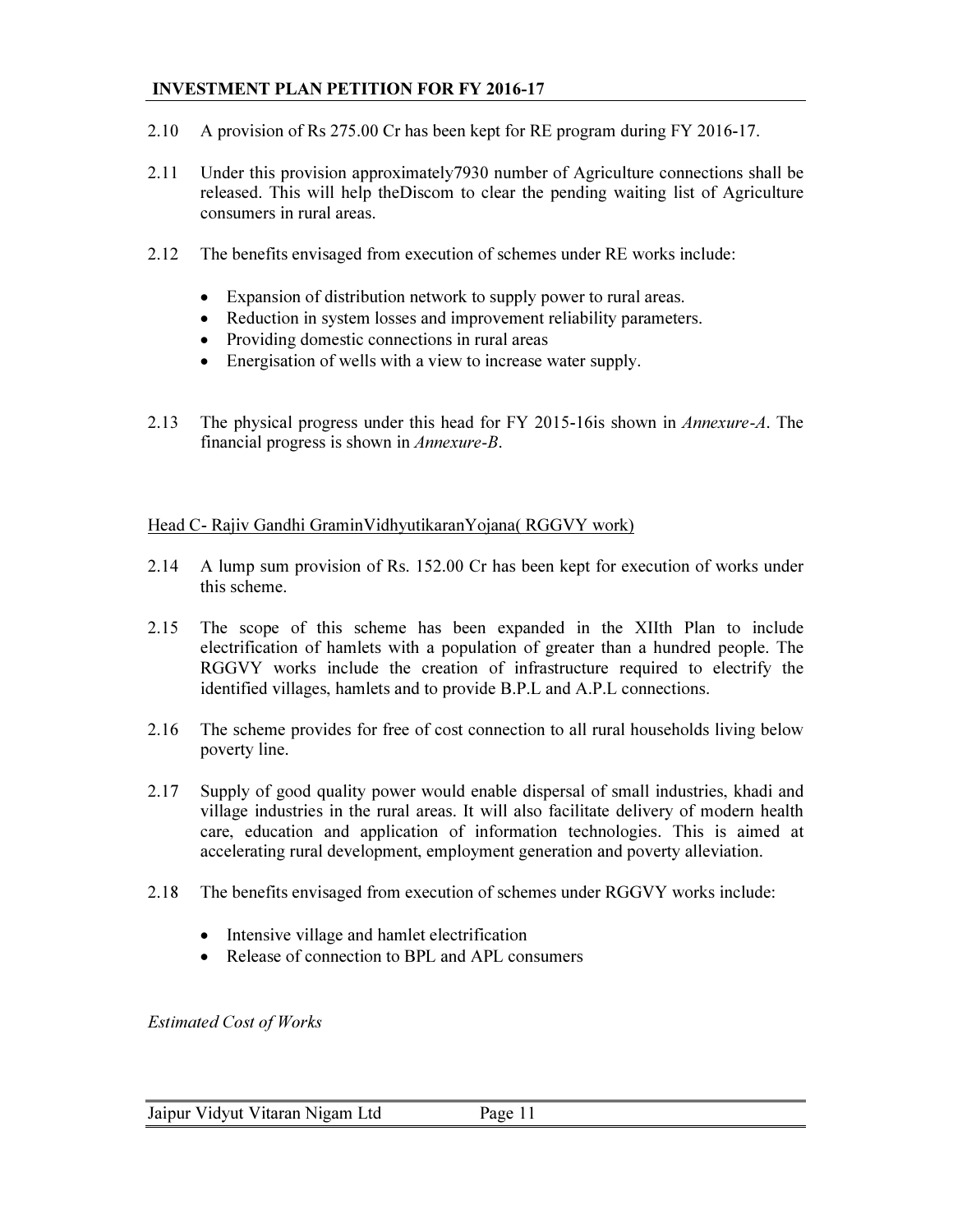2.10 A provision of Rs 275.00 Cr has been kept for RE program during FY 2016-17.

2.11 Under this provision approximately7930 number of Agriculture connections shall be released. This will help theDiscom to clear the pending waiting list of Agriculture consumers in rural areas.

2.12 The benefits envisaged from execution of schemes under RE works include:

- Expansion of distribution network to supply power to rural areas.
- Reduction in system losses and improvement reliability parameters.
- Providing domestic connections in rural areas
- Energisation of wells with a view to increase water supply.

2.13 The physical progress under this head for FY 2015-16is shown in *Annexure-A*. The financial progress is shown in *Annexure-B*.

<u>Head C- Rajiv Gandhi GraminVidhyutikaranYojana( RGGVY work)</u>

2.14 A lump sum provision of Rs. 152.00 Cr has been kept for execution of works under this scheme.

2.15 The scope of this scheme has been expanded in the XIIth Plan to include electrification of hamlets with a population of greater than a hundred people. The RGGVY works include the creation of infrastructure required to electrify the identified villages, hamlets and to provide B.P.L and A.P.L connections.

2.16 The scheme provides for free of cost connection to all rural households living below poverty line.

2.17 Supply of good quality power would enable dispersal of small industries, khadi and village industries in the rural areas. It will also facilitate delivery of modern health care, education and application of information technologies. This is aimed at accelerating rural development, employment generation and poverty alleviation.

2.18 The benefits envisaged from execution of schemes under RGGVY works include:

- Intensive village and hamlet electrification
- Release of connection to BPL and APL consumers

*Estimated Cost of Works*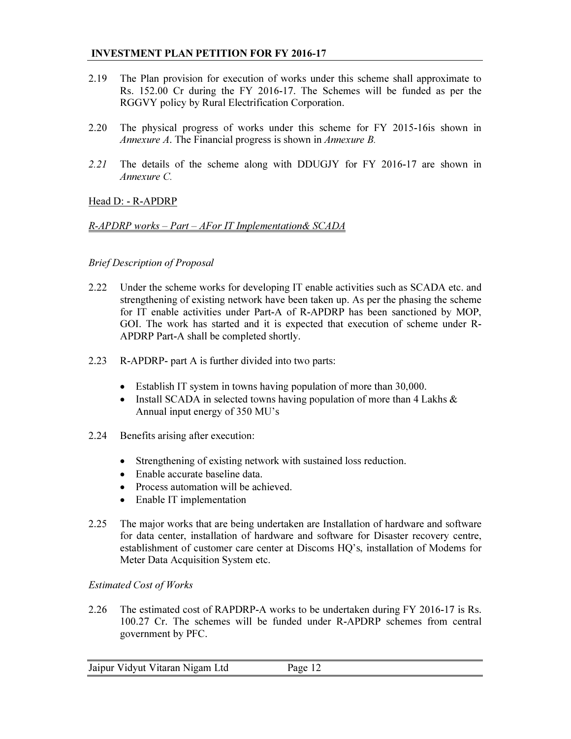2.19 The Plan provision for execution of works under this scheme shall approximate to Rs. 152.00 Cr during the FY 2016-17. The Schemes will be funded as per the RGGVY policy by Rural Electrification Corporation.

2.20 The physical progress of works under this scheme for FY 2015-16is shown in *Annexure A*. The Financial progress is shown in *Annexure B.*

*2.21* The details of the scheme along with DDUGJY for FY 2016-17 are shown in *Annexure C.*

Head D: - R-APDRP

*R-APDRP works – Part – AFor IT Implementation& SCADA*

*Brief Description of Proposal*

2.22 Under the scheme works for developing IT enable activities such as SCADA etc. and strengthening of existing network have been taken up. As per the phasing the scheme for IT enable activities under Part-A of R-APDRP has been sanctioned by MOP, GOI. The work has started and it is expected that execution of scheme under R-APDRP Part-A shall be completed shortly.

2.23 R-APDRP- part A is further divided into two parts:

- Establish IT system in towns having population of more than 30,000.
- Install SCADA in selected towns having population of more than 4 Lakhs & Annual input energy of 350 MU's

2.24 Benefits arising after execution:

- Strengthening of existing network with sustained loss reduction.
- Enable accurate baseline data.
- Process automation will be achieved.
- Enable IT implementation

2.25 The major works that are being undertaken are Installation of hardware and software for data center, installation of hardware and software for Disaster recovery centre, establishment of customer care center at Discoms HQ's, installation of Modems for Meter Data Acquisition System etc.

*Estimated Cost of Works*

2.26 The estimated cost of RAPDRP-A works to be undertaken during FY 2016-17 is Rs. 100.27 Cr. The schemes will be funded under R-APDRP schemes from central government by PFC.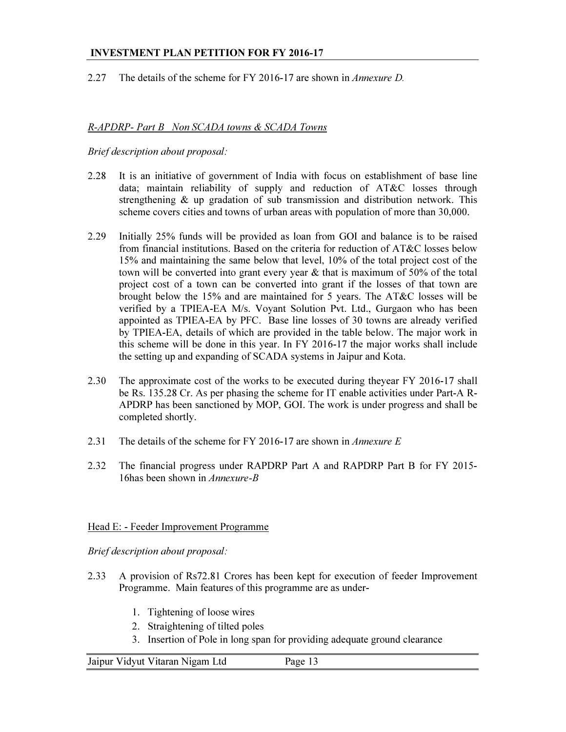2.27 The details of the scheme for FY 2016-17 are shown in *Annexure D.*

*R-APDRP- Part B Non SCADA towns & SCADA Towns*

*Brief description about proposal:*

2.28 It is an initiative of government of India with focus on establishment of base line data; maintain reliability of supply and reduction of AT&C losses through strengthening & up gradation of sub transmission and distribution network. This scheme covers cities and towns of urban areas with population of more than 30,000.

2.29 Initially 25% funds will be provided as loan from GOI and balance is to be raised from financial institutions. Based on the criteria for reduction of AT&C losses below 15% and maintaining the same below that level, 10% of the total project cost of the town will be converted into grant every year & that is maximum of 50% of the total project cost of a town can be converted into grant if the losses of that town are brought below the 15% and are maintained for 5 years. The AT&C losses will be verified by a TPIEA-EA M/s. Voyant Solution Pvt. Ltd., Gurgaon who has been appointed as TPIEA-EA by PFC. Base line losses of 30 towns are already verified by TPIEA-EA, details of which are provided in the table below. The major work in this scheme will be done in this year. In FY 2016-17 the major works shall include the setting up and expanding of SCADA systems in Jaipur and Kota.

2.30 The approximate cost of the works to be executed during theyear FY 2016-17 shall be Rs. 135.28 Cr. As per phasing the scheme for IT enable activities under Part-A R-APDRP has been sanctioned by MOP, GOI. The work is under progress and shall be completed shortly.

2.31 The details of the scheme for FY 2016-17 are shown in *Annexure E*

2.32 The financial progress under RAPDRP Part A and RAPDRP Part B for FY 2015-16has been shown in *Annexure-B*

Head E: - Feeder Improvement Programme

*Brief description about proposal:*

2.33 A provision of Rs72.81 Crores has been kept for execution of feeder Improvement Programme. Main features of this programme are as under-

1. Tightening of loose wires
2. Straightening of tilted poles
3. Insertion of Pole in long span for providing adequate ground clearance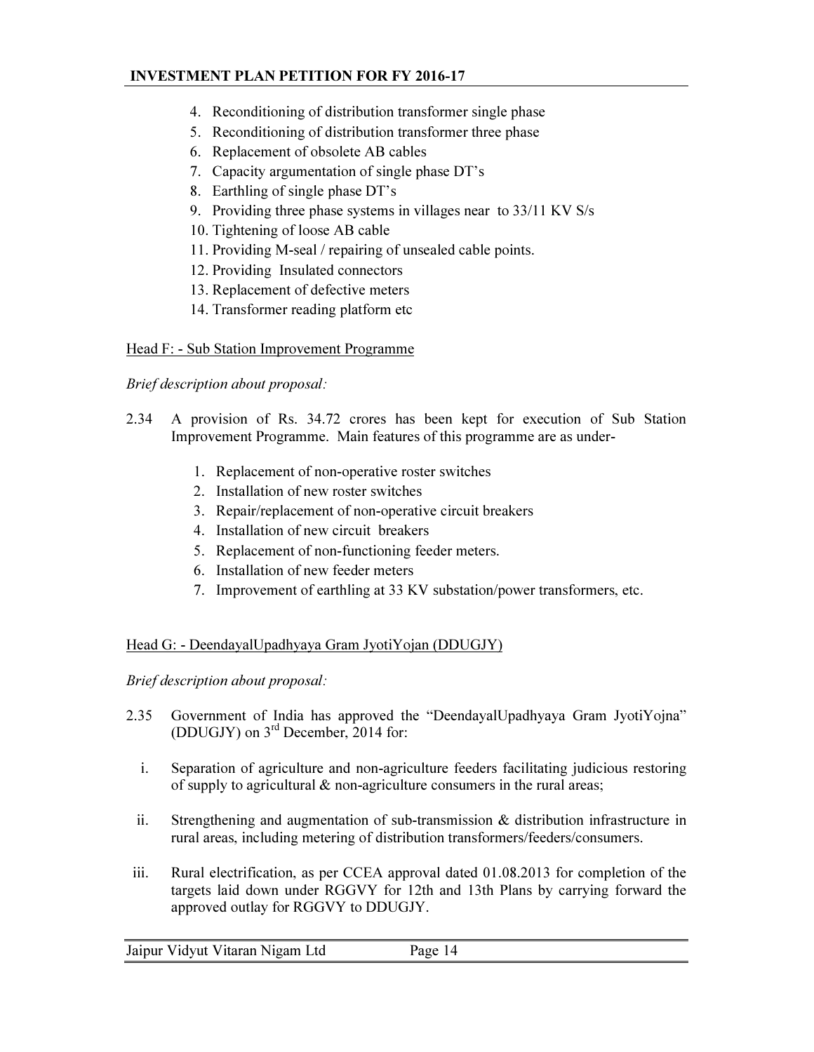4. Reconditioning of distribution transformer single phase
5. Reconditioning of distribution transformer three phase
6. Replacement of obsolete AB cables
7. Capacity argumentation of single phase DT's
8. Earthling of single phase DT's
9. Providing three phase systems in villages near to 33/11 KV S/s
10. Tightening of loose AB cable
11. Providing M-seal / repairing of unsealed cable points.
12. Providing Insulated connectors
13. Replacement of defective meters
14. Transformer reading platform etc

Head F: - Sub Station Improvement Programme

*Brief description about proposal:*

2.34 A provision of Rs. 34.72 crores has been kept for execution of Sub Station Improvement Programme. Main features of this programme are as under-

1. Replacement of non-operative roster switches
2. Installation of new roster switches
3. Repair/replacement of non-operative circuit breakers
4. Installation of new circuit breakers
5. Replacement of non-functioning feeder meters.
6. Installation of new feeder meters
7. Improvement of earthling at 33 KV substation/power transformers, etc.

Head G: - DeendayalUpadhyaya Gram JyotiYojan (DDUGJY)

*Brief description about proposal:*

2.35 Government of India has approved the "DeendayalUpadhyaya Gram JyotiYojna" (DDUGJY) on 3rd December, 2014 for:

i. Separation of agriculture and non-agriculture feeders facilitating judicious restoring of supply to agricultural & non-agriculture consumers in the rural areas;

ii. Strengthening and augmentation of sub-transmission & distribution infrastructure in rural areas, including metering of distribution transformers/feeders/consumers.

iii. Rural electrification, as per CCEA approval dated 01.08.2013 for completion of the targets laid down under RGGVY for 12th and 13th Plans by carrying forward the approved outlay for RGGVY to DDUGJY.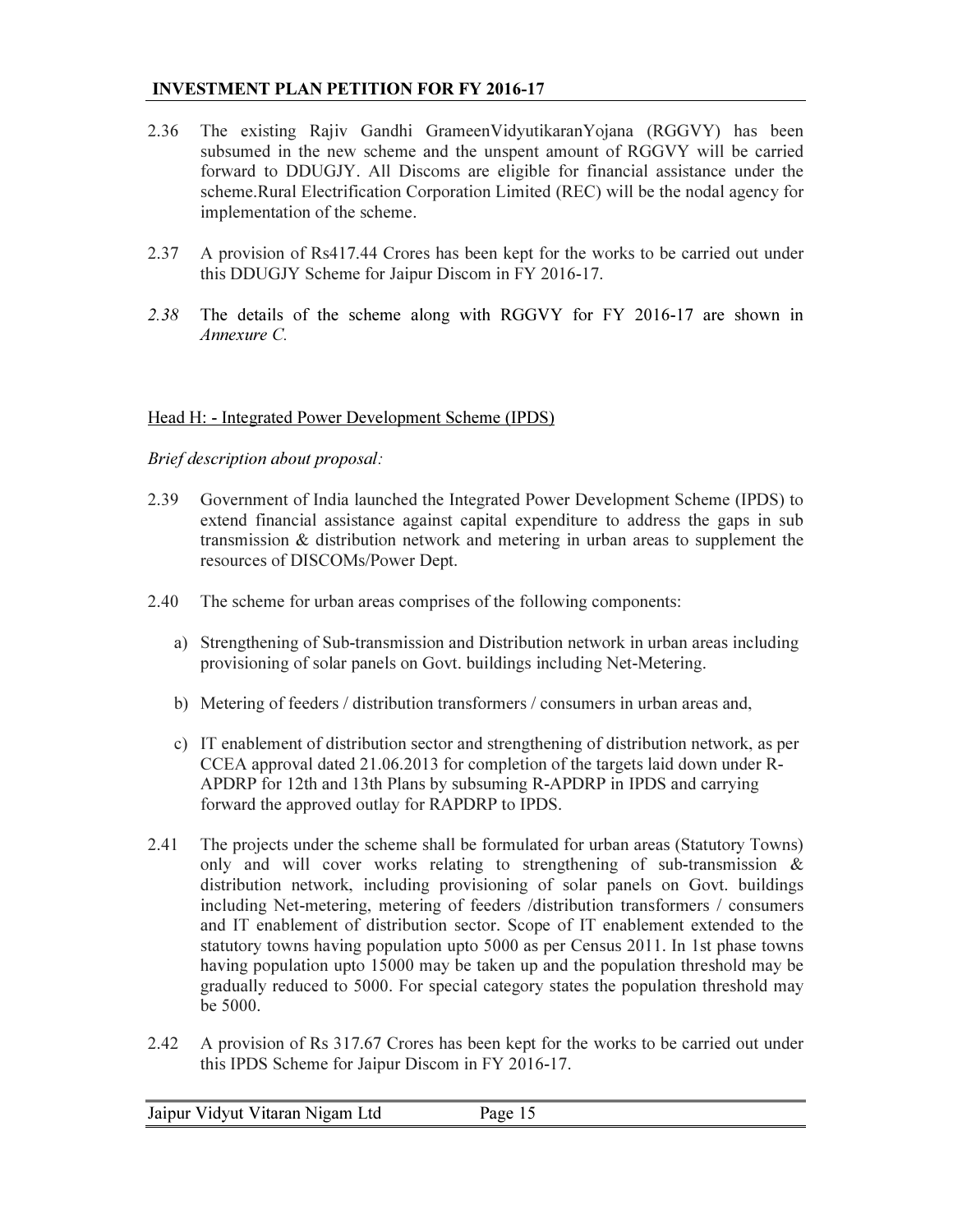2.36 The existing Rajiv Gandhi GrameenVidyutikaranYojana (RGGVY) has been subsumed in the new scheme and the unspent amount of RGGVY will be carried forward to DDUGJY. All Discoms are eligible for financial assistance under the scheme.Rural Electrification Corporation Limited (REC) will be the nodal agency for implementation of the scheme.

2.37 A provision of Rs417.44 Crores has been kept for the works to be carried out under this DDUGJY Scheme for Jaipur Discom in FY 2016-17.

*2.38* The details of the scheme along with RGGVY for FY 2016-17 are shown in *Annexure C.*

Head H: - Integrated Power Development Scheme (IPDS)

*Brief description about proposal:*

2.39 Government of India launched the Integrated Power Development Scheme (IPDS) to extend financial assistance against capital expenditure to address the gaps in sub transmission & distribution network and metering in urban areas to supplement the resources of DISCOMs/Power Dept.

2.40 The scheme for urban areas comprises of the following components:

a) Strengthening of Sub-transmission and Distribution network in urban areas including provisioning of solar panels on Govt. buildings including Net-Metering.

b) Metering of feeders / distribution transformers / consumers in urban areas and,

c) IT enablement of distribution sector and strengthening of distribution network, as per CCEA approval dated 21.06.2013 for completion of the targets laid down under R-APDRP for 12th and 13th Plans by subsuming R-APDRP in IPDS and carrying forward the approved outlay for RAPDRP to IPDS.

2.41 The projects under the scheme shall be formulated for urban areas (Statutory Towns) only and will cover works relating to strengthening of sub-transmission & distribution network, including provisioning of solar panels on Govt. buildings including Net-metering, metering of feeders /distribution transformers / consumers and IT enablement of distribution sector. Scope of IT enablement extended to the statutory towns having population upto 5000 as per Census 2011. In 1st phase towns having population upto 15000 may be taken up and the population threshold may be gradually reduced to 5000. For special category states the population threshold may be 5000.

2.42 A provision of Rs 317.67 Crores has been kept for the works to be carried out under this IPDS Scheme for Jaipur Discom in FY 2016-17.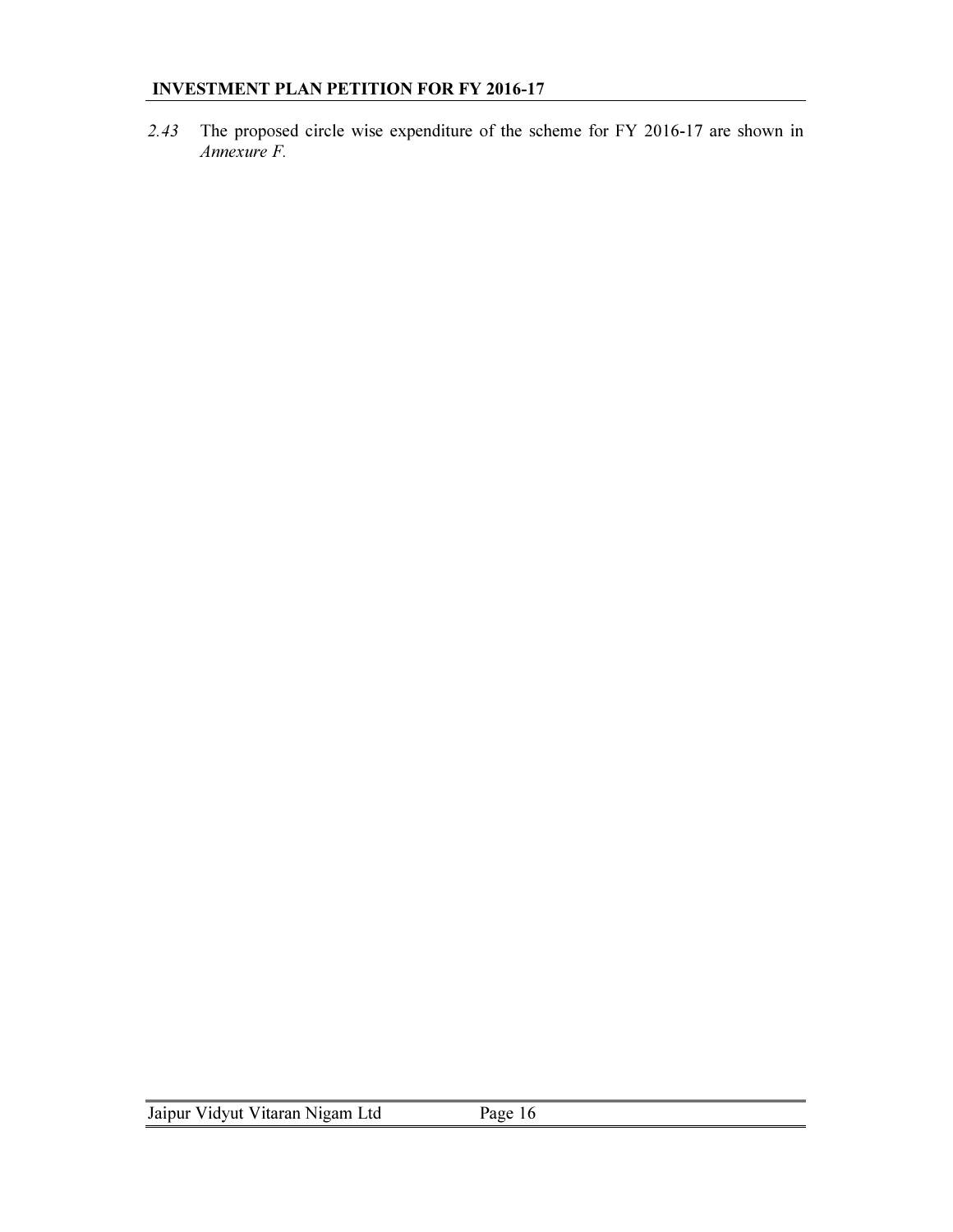*2.43* The proposed circle wise expenditure of the scheme for FY 2016-17 are shown in *Annexure F.*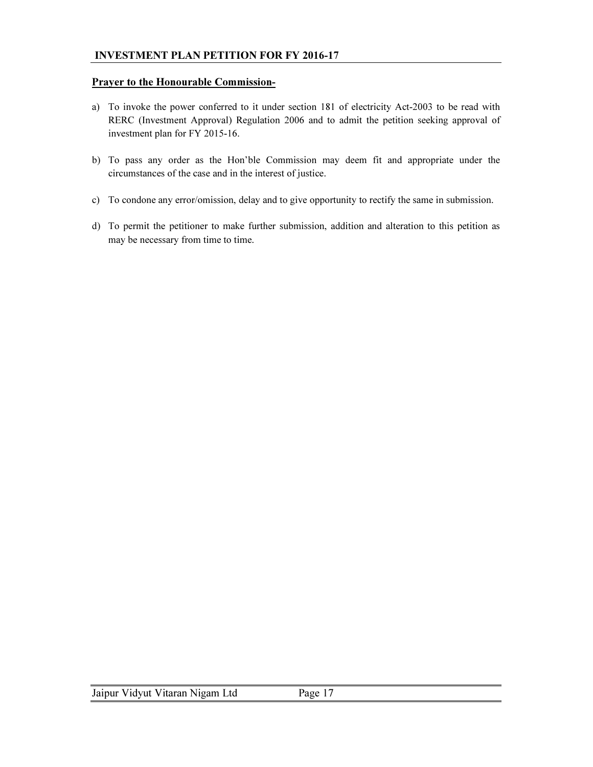## Prayer to the Honourable Commission-

a) To invoke the power conferred to it under section 181 of electricity Act-2003 to be read with RERC (Investment Approval) Regulation 2006 and to admit the petition seeking approval of investment plan for FY 2015-16.

b) To pass any order as the Hon'ble Commission may deem fit and appropriate under the circumstances of the case and in the interest of justice.

c) To condone any error/omission, delay and to give opportunity to rectify the same in submission.

d) To permit the petitioner to make further submission, addition and alteration to this petition as may be necessary from time to time.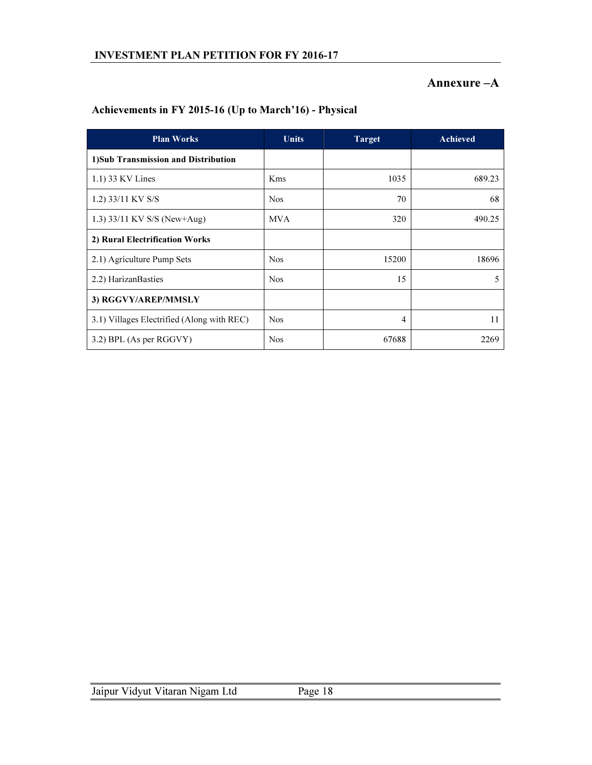## Annexure –A

### Achievements in FY 2015-16 (Up to March'16) - Physical

| Plan Works | Units | Target | Achieved |
|---|---|---|---|
| **1)Sub Transmission and Distribution** | | | |
| 1.1) 33 KV Lines | Kms | 1035 | 689.23 |
| 1.2) 33/11 KV S/S | Nos | 70 | 68 |
| 1.3) 33/11 KV S/S (New+Aug) | MVA | 320 | 490.25 |
| **2) Rural Electrification Works** | | | |
| 2.1) Agriculture Pump Sets | Nos | 15200 | 18696 |
| 2.2) HarizanBasties | Nos | 15 | 5 |
| **3) RGGVY/AREP/MMSLY** | | | |
| 3.1) Villages Electrified (Along with REC) | Nos | 4 | 11 |
| 3.2) BPL (As per RGGVY) | Nos | 67688 | 2269 |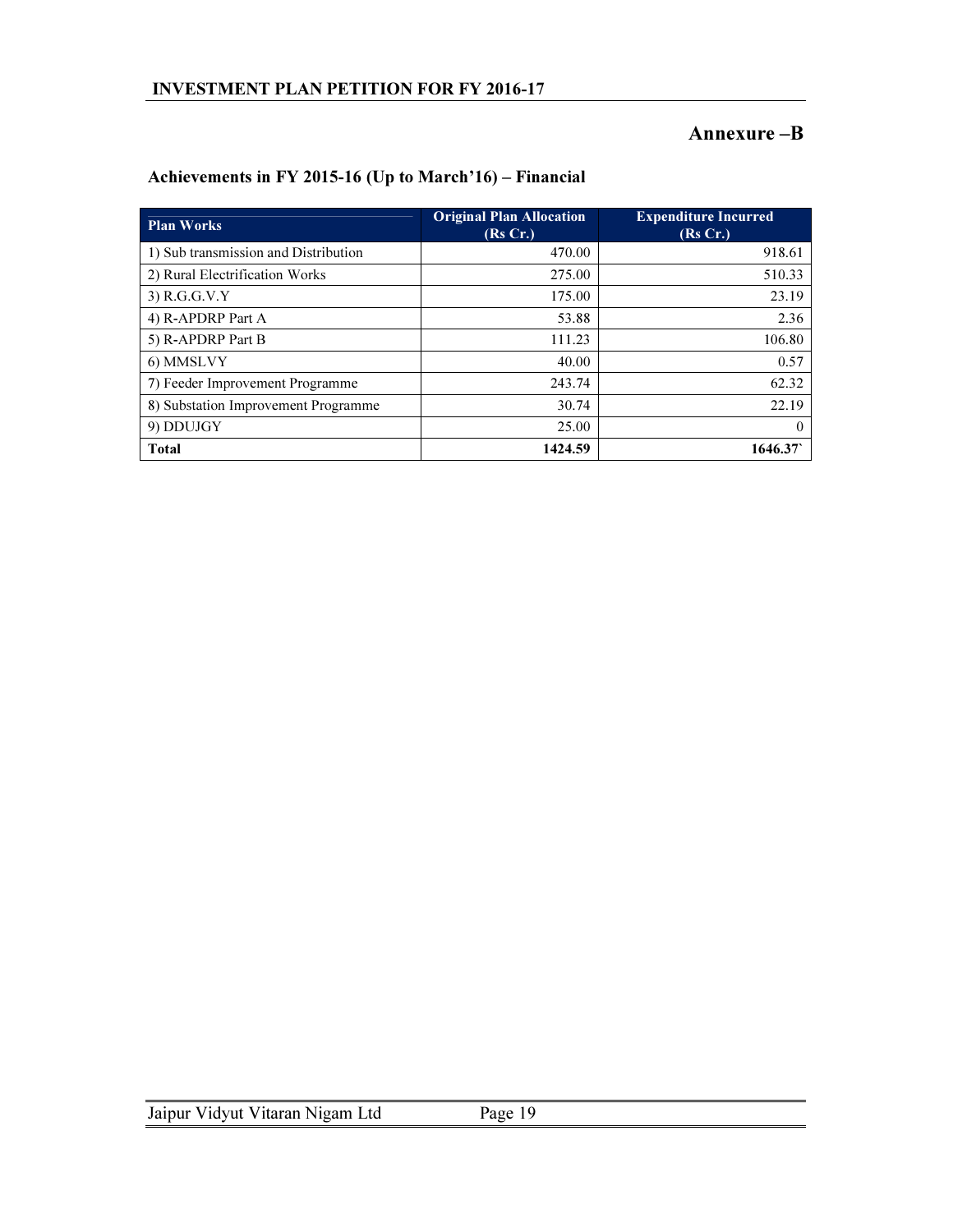## Annexure –B

### Achievements in FY 2015-16 (Up to March'16) – Financial

| Plan Works | Original Plan Allocation (Rs Cr.) | Expenditure Incurred (Rs Cr.) |
|---|---|---|
| 1) Sub transmission and Distribution | 470.00 | 918.61 |
| 2) Rural Electrification Works | 275.00 | 510.33 |
| 3) R.G.G.V.Y | 175.00 | 23.19 |
| 4) R-APDRP Part A | 53.88 | 2.36 |
| 5) R-APDRP Part B | 111.23 | 106.80 |
| 6) MMSLVY | 40.00 | 0.57 |
| 7) Feeder Improvement Programme | 243.74 | 62.32 |
| 8) Substation Improvement Programme | 30.74 | 22.19 |
| 9) DDUJGY | 25.00 | 0 |
| **Total** | **1424.59** | **1646.37`** |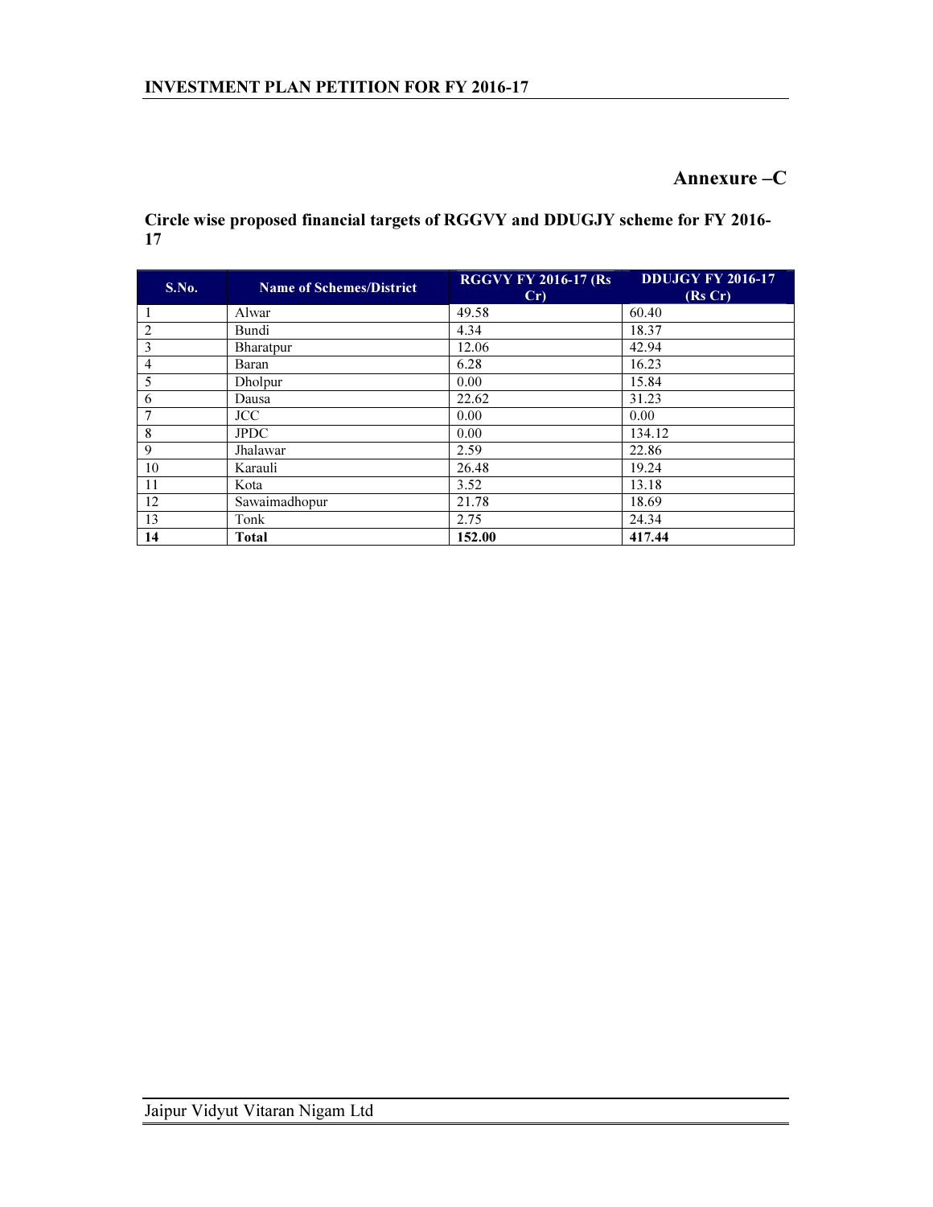# Annexure –C

**Circle wise proposed financial targets of RGGVY and DDUGJY scheme for FY 2016-17**

| S.No. | Name of Schemes/District | RGGVY FY 2016-17 (Rs Cr) | DDUJGY FY 2016-17 (Rs Cr) |
|---|---|---|---|
| 1 | Alwar | 49.58 | 60.40 |
| 2 | Bundi | 4.34 | 18.37 |
| 3 | Bharatpur | 12.06 | 42.94 |
| 4 | Baran | 6.28 | 16.23 |
| 5 | Dholpur | 0.00 | 15.84 |
| 6 | Dausa | 22.62 | 31.23 |
| 7 | JCC | 0.00 | 0.00 |
| 8 | JPDC | 0.00 | 134.12 |
| 9 | Jhalawar | 2.59 | 22.86 |
| 10 | Karauli | 26.48 | 19.24 |
| 11 | Kota | 3.52 | 13.18 |
| 12 | Sawaimadhopur | 21.78 | 18.69 |
| 13 | Tonk | 2.75 | 24.34 |
| **14** | **Total** | **152.00** | **417.44** |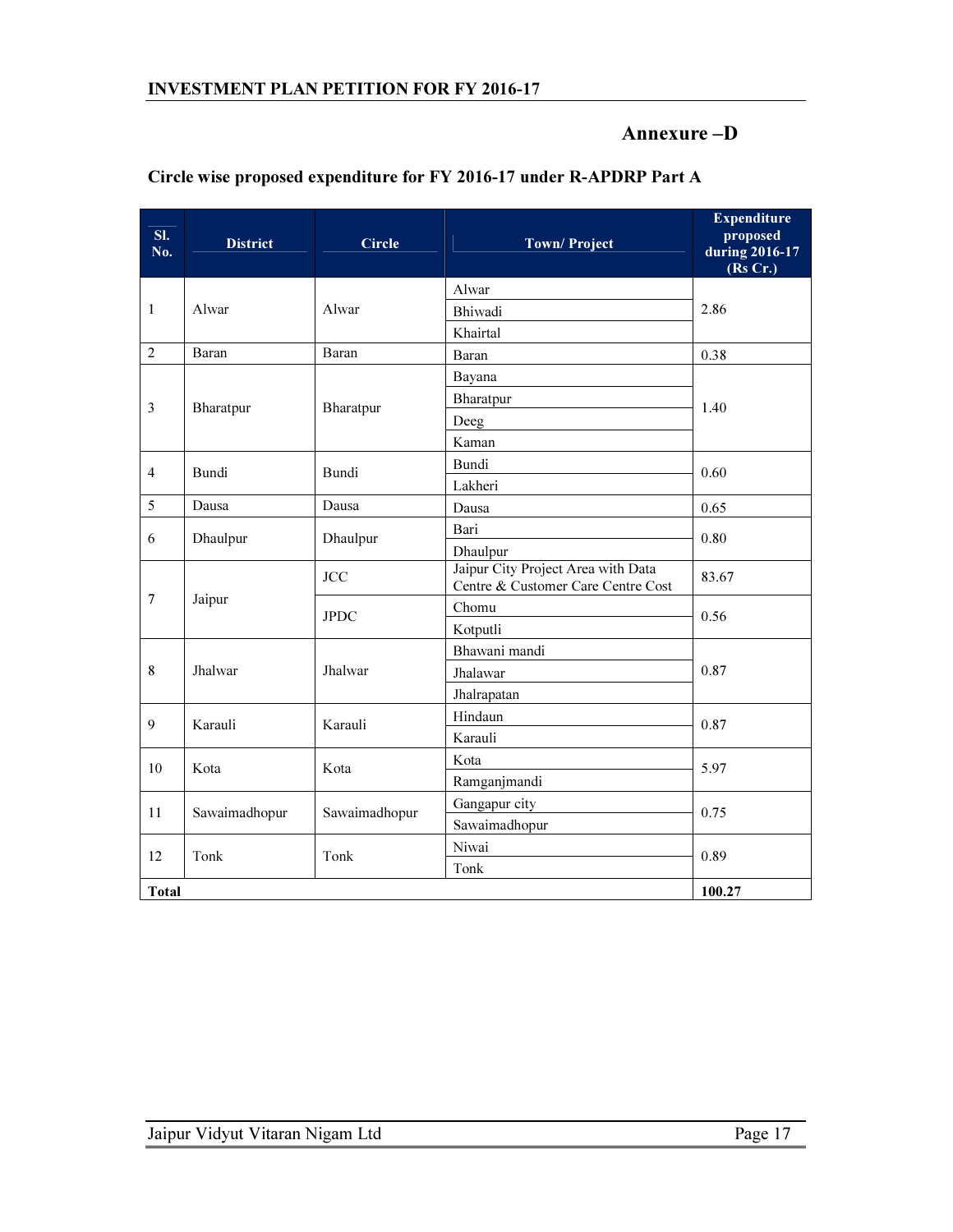## Annexure –D

### Circle wise proposed expenditure for FY 2016-17 under R-APDRP Part A

| Sl. No. | District | Circle | Town/ Project | Expenditure proposed during 2016-17 (Rs Cr.) |
|---|---|---|---|---|
| 1 | Alwar | Alwar | Alwar | 2.86 |
| | | | Bhiwadi | |
| | | | Khairtal | |
| 2 | Baran | Baran | Baran | 0.38 |
| 3 | Bharatpur | Bharatpur | Bayana | 1.40 |
| | | | Bharatpur | |
| | | | Deeg | |
| | | | Kaman | |
| 4 | Bundi | Bundi | Bundi | 0.60 |
| | | | Lakheri | |
| 5 | Dausa | Dausa | Dausa | 0.65 |
| 6 | Dhaulpur | Dhaulpur | Bari | 0.80 |
| | | | Dhaulpur | |
| 7 | Jaipur | JCC | Jaipur City Project Area with Data Centre & Customer Care Centre Cost | 83.67 |
| | | JPDC | Chomu | 0.56 |
| | | | Kotputli | |
| 8 | Jhalwar | Jhalwar | Bhawani mandi | 0.87 |
| | | | Jhalawar | |
| | | | Jhalrapatan | |
| 9 | Karauli | Karauli | Hindaun | 0.87 |
| | | | Karauli | |
| 10 | Kota | Kota | Kota | 5.97 |
| | | | Ramganjmandi | |
| 11 | Sawaimadhopur | Sawaimadhopur | Gangapur city | 0.75 |
| | | | Sawaimadhopur | |
| 12 | Tonk | Tonk | Niwai | 0.89 |
| | | | Tonk | |
| **Total** | | | | **100.27** |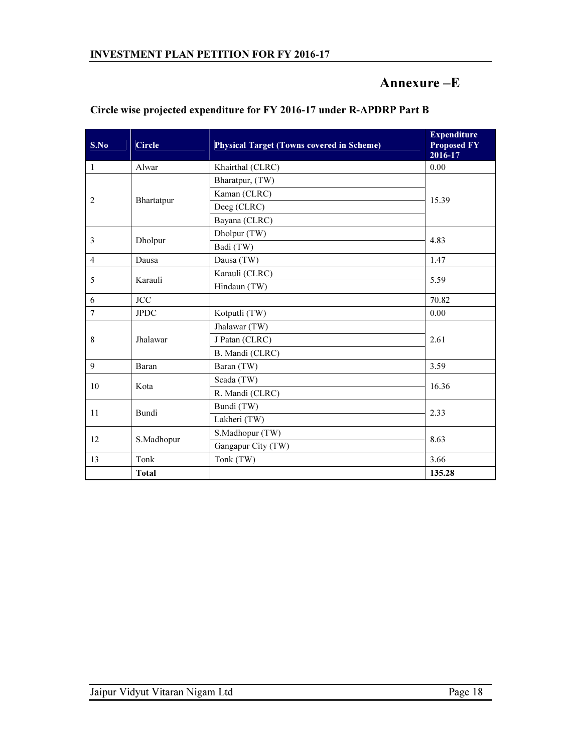# Annexure –E

## Circle wise projected expenditure for FY 2016-17 under R-APDRP Part B

| S.No | Circle | Physical Target (Towns covered in Scheme) | Expenditure Proposed FY 2016-17 |
|---|---|---|---|
| 1 | Alwar | Khairthal (CLRC) | 0.00 |
| 2 | Bhartatpur | Bharatpur, (TW) | 15.39 |
| | | Kaman (CLRC) | |
| | | Deeg (CLRC) | |
| | | Bayana (CLRC) | |
| 3 | Dholpur | Dholpur (TW) | 4.83 |
| | | Badi (TW) | |
| 4 | Dausa | Dausa (TW) | 1.47 |
| 5 | Karauli | Karauli (CLRC) | 5.59 |
| | | Hindaun (TW) | |
| 6 | JCC | | 70.82 |
| 7 | JPDC | Kotputli (TW) | 0.00 |
| 8 | Jhalawar | Jhalawar (TW) | 2.61 |
| | | J Patan (CLRC) | |
| | | B. Mandi (CLRC) | |
| 9 | Baran | Baran (TW) | 3.59 |
| 10 | Kota | Scada (TW) | 16.36 |
| | | R. Mandi (CLRC) | |
| 11 | Bundi | Bundi (TW) | 2.33 |
| | | Lakheri (TW) | |
| 12 | S.Madhopur | S.Madhopur (TW) | 8.63 |
| | | Gangapur City (TW) | |
| 13 | Tonk | Tonk (TW) | 3.66 |
| | **Total** | | **135.28** |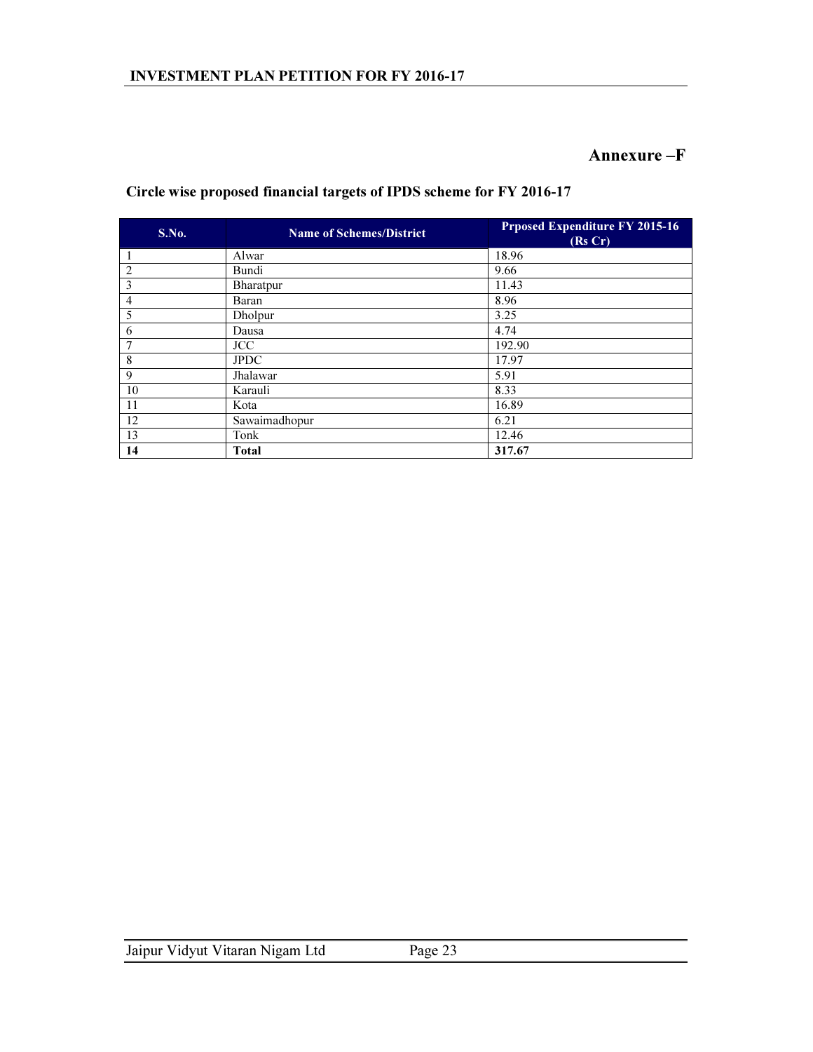## Annexure –F

### Circle wise proposed financial targets of IPDS scheme for FY 2016-17

| S.No. | Name of Schemes/District | Prposed Expenditure FY 2015-16 (Rs Cr) |
|---|---|---|
| 1 | Alwar | 18.96 |
| 2 | Bundi | 9.66 |
| 3 | Bharatpur | 11.43 |
| 4 | Baran | 8.96 |
| 5 | Dholpur | 3.25 |
| 6 | Dausa | 4.74 |
| 7 | JCC | 192.90 |
| 8 | JPDC | 17.97 |
| 9 | Jhalawar | 5.91 |
| 10 | Karauli | 8.33 |
| 11 | Kota | 16.89 |
| 12 | Sawaimadhopur | 6.21 |
| 13 | Tonk | 12.46 |
| **14** | **Total** | **317.67** |